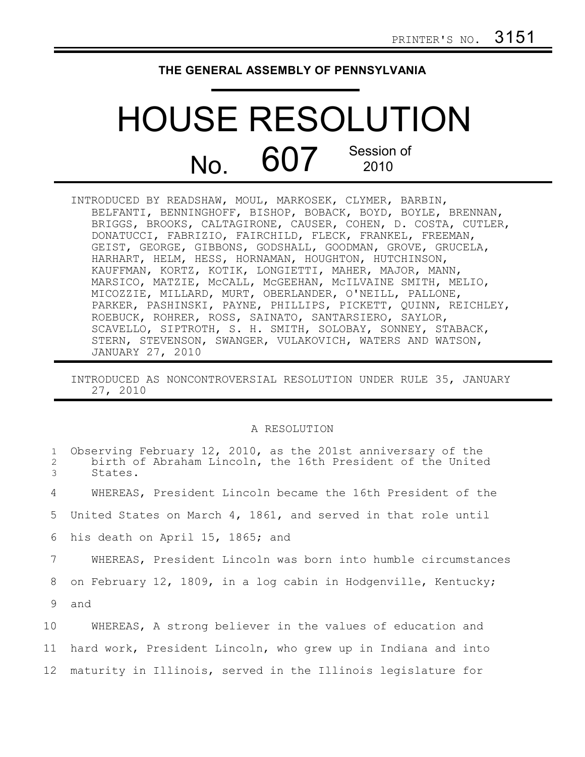PRINTER'S NO. 3151

# THE GENERAL ASSEMBLY OF PENNSYLVANIA

# HOUSE RESOLUTION

## No. 607 Session of 2010

INTRODUCED BY READSHAW, MOUL, MARKOSEK, CLYMER, BARBIN, BELFANTI, BENNINGHOFF, BISHOP, BOBACK, BOYD, BOYLE, BRENNAN, BRIGGS, BROOKS, CALTAGIRONE, CAUSER, COHEN, D. COSTA, CUTLER, DONATUCCI, FABRIZIO, FAIRCHILD, FLECK, FRANKEL, FREEMAN, GEIST, GEORGE, GIBBONS, GODSHALL, GOODMAN, GROVE, GRUCELA, HARHART, HELM, HESS, HORNAMAN, HOUGHTON, HUTCHINSON, KAUFFMAN, KORTZ, KOTIK, LONGIETTI, MAHER, MAJOR, MANN, MARSICO, MATZIE, McCALL, McGEEHAN, McILVAINE SMITH, MELIO, MICOZZIE, MILLARD, MURT, OBERLANDER, O'NEILL, PALLONE, PARKER, PASHINSKI, PAYNE, PHILLIPS, PICKETT, QUINN, REICHLEY, ROEBUCK, ROHRER, ROSS, SAINATO, SANTARSIERO, SAYLOR, SCAVELLO, SIPTROTH, S. H. SMITH, SOLOBAY, SONNEY, STABACK, STERN, STEVENSON, SWANGER, VULAKOVICH, WATERS AND WATSON, JANUARY 27, 2010

INTRODUCED AS NONCONTROVERSIAL RESOLUTION UNDER RULE 35, JANUARY 27, 2010

A RESOLUTION

1 Observing February 12, 2010, as the 201st anniversary of the
2 birth of Abraham Lincoln, the 16th President of the United
3 States.

4 WHEREAS, President Lincoln became the 16th President of the
5 United States on March 4, 1861, and served in that role until
6 his death on April 15, 1865; and

7 WHEREAS, President Lincoln was born into humble circumstances
8 on February 12, 1809, in a log cabin in Hodgenville, Kentucky;
9 and

10 WHEREAS, A strong believer in the values of education and
11 hard work, President Lincoln, who grew up in Indiana and into
12 maturity in Illinois, served in the Illinois legislature for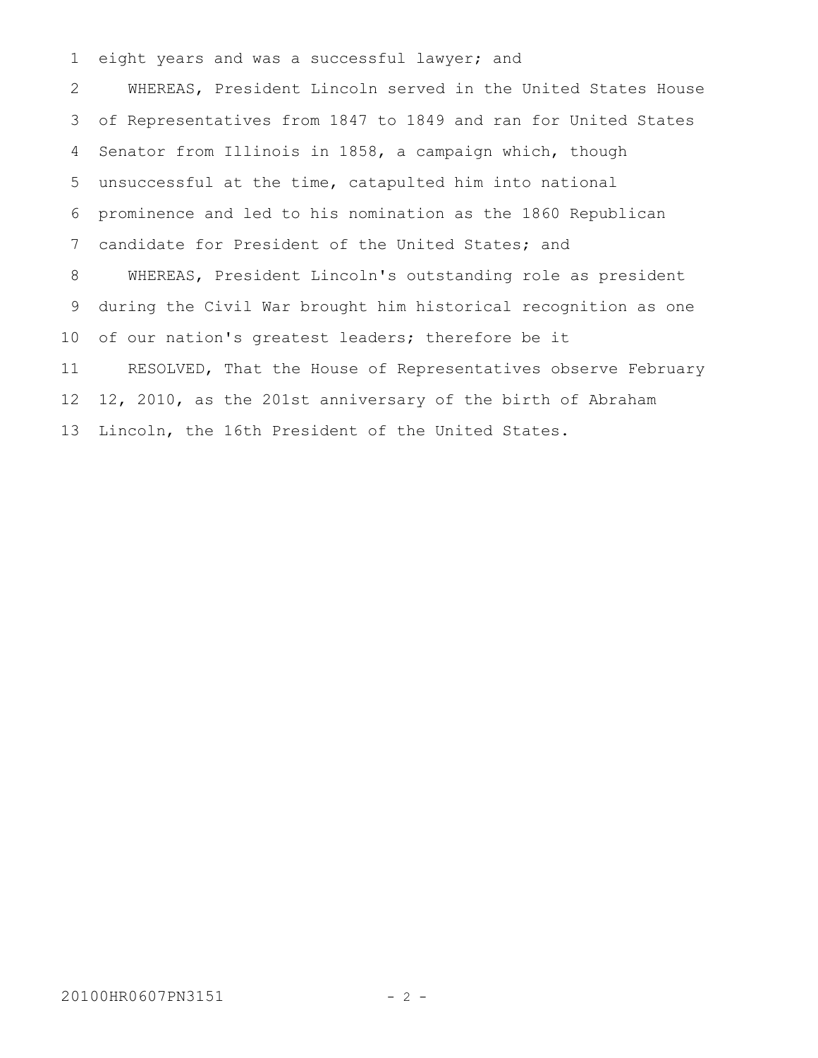eight years and was a successful lawyer; and

WHEREAS, President Lincoln served in the United States House of Representatives from 1847 to 1849 and ran for United States Senator from Illinois in 1858, a campaign which, though unsuccessful at the time, catapulted him into national prominence and led to his nomination as the 1860 Republican candidate for President of the United States; and

WHEREAS, President Lincoln's outstanding role as president during the Civil War brought him historical recognition as one of our nation's greatest leaders; therefore be it

RESOLVED, That the House of Representatives observe February 12, 2010, as the 201st anniversary of the birth of Abraham Lincoln, the 16th President of the United States.